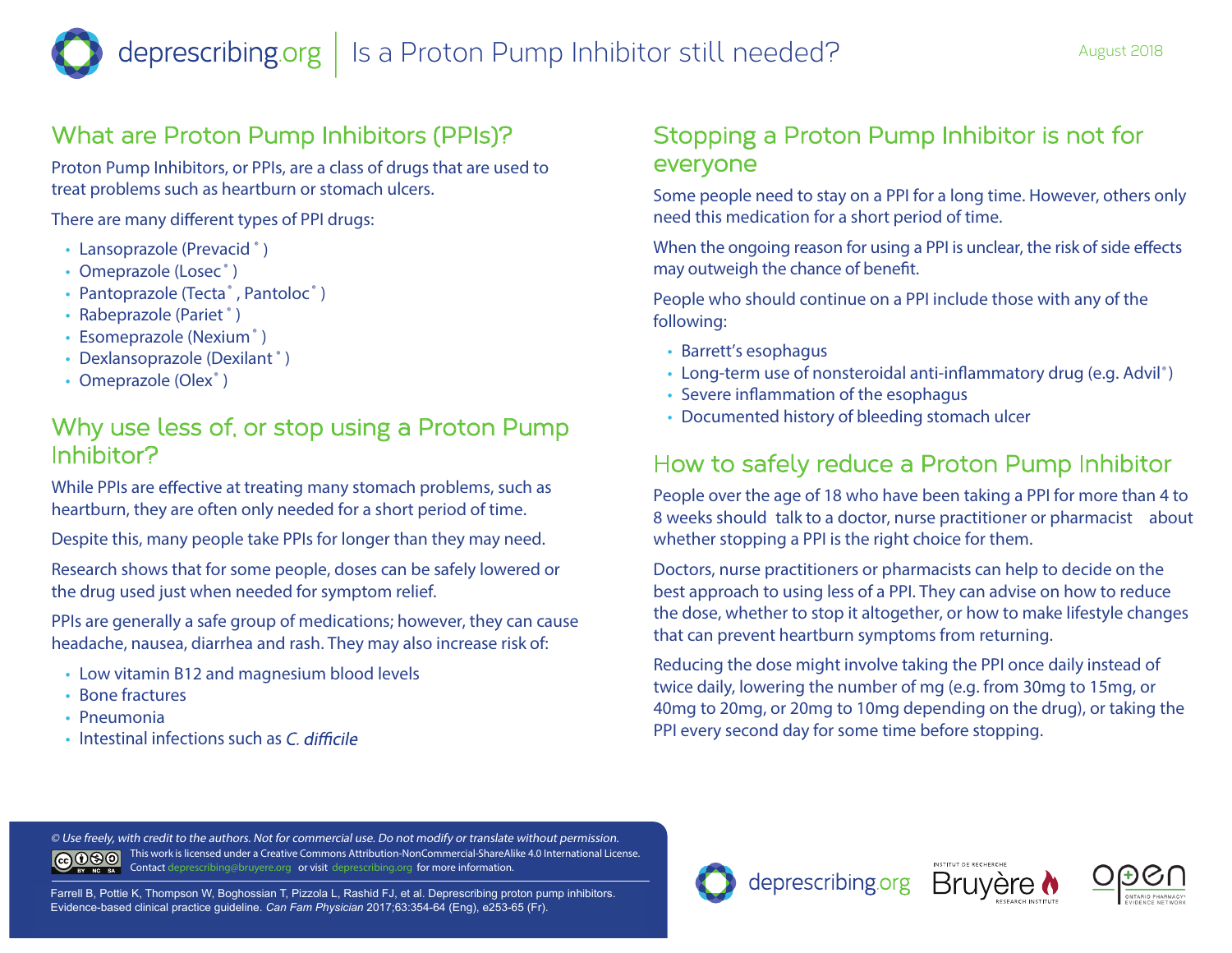# deprescribing.org | Is a Proton Pump Inhibitor still needed?

August 2018

## What are Proton Pump Inhibitors (PPIs)?

Proton Pump Inhibitors, or PPIs, are a class of drugs that are used to treat problems such as heartburn or stomach ulcers.

There are many different types of PPI drugs:

- Lansoprazole (Prevacid® )
- Omeprazole (Losec® )
- Pantoprazole (Tecta® , Pantoloc® )
- Rabeprazole (Pariet® )
- Esomeprazole (Nexium® )
- Dexlansoprazole (Dexilant® )
- Omeprazole (Olex® )

## Why use less of, or stop using a Proton Pump Inhibitor?

While PPIs are effective at treating many stomach problems, such as heartburn, they are often only needed for a short period of time.

Despite this, many people take PPIs for longer than they may need.

Research shows that for some people, doses can be safely lowered or the drug used just when needed for symptom relief.

PPIs are generally a safe group of medications; however, they can cause headache, nausea, diarrhea and rash. They may also increase risk of:

- Low vitamin B12 and magnesium blood levels
- Bone fractures
- Pneumonia
- Intestinal infections such as *C. difficile*

## Stopping a Proton Pump Inhibitor is not for everyone

Some people need to stay on a PPI for a long time. However, others only need this medication for a short period of time.

When the ongoing reason for using a PPI is unclear, the risk of side effects may outweigh the chance of benefit.

People who should continue on a PPI include those with any of the following:

- Barrett's esophagus
- Long-term use of nonsteroidal anti-inflammatory drug (e.g. Advil®)
- Severe inflammation of the esophagus
- Documented history of bleeding stomach ulcer

## How to safely reduce a Proton Pump Inhibitor

People over the age of 18 who have been taking a PPI for more than 4 to 8 weeks should talk to a doctor, nurse practitioner or pharmacist about whether stopping a PPI is the right choice for them.

Doctors, nurse practitioners or pharmacists can help to decide on the best approach to using less of a PPI. They can advise on how to reduce the dose, whether to stop it altogether, or how to make lifestyle changes that can prevent heartburn symptoms from returning.

Reducing the dose might involve taking the PPI once daily instead of twice daily, lowering the number of mg (e.g. from 30mg to 15mg, or 40mg to 20mg, or 20mg to 10mg depending on the drug), or taking the PPI every second day for some time before stopping.

*© Use freely, with credit to the authors. Not for commercial use. Do not modify or translate without permission.*

This work is licensed under a Creative Commons Attribution-NonCommercial-ShareAlike 4.0 International License. Contact deprescribing@bruyere.org or visit deprescribing.org for more information.

Farrell B, Pottie K, Thompson W, Boghossian T, Pizzola L, Rashid FJ, et al. Deprescribing proton pump inhibitors. Evidence-based clinical practice guideline. *Can Fam Physician* 2017;63:354-64 (Eng), e253-65 (Fr).

deprescribing.org | Institut de recherche Bruyère Research Institute | OPEN Ontario Pharmacy Evidence Network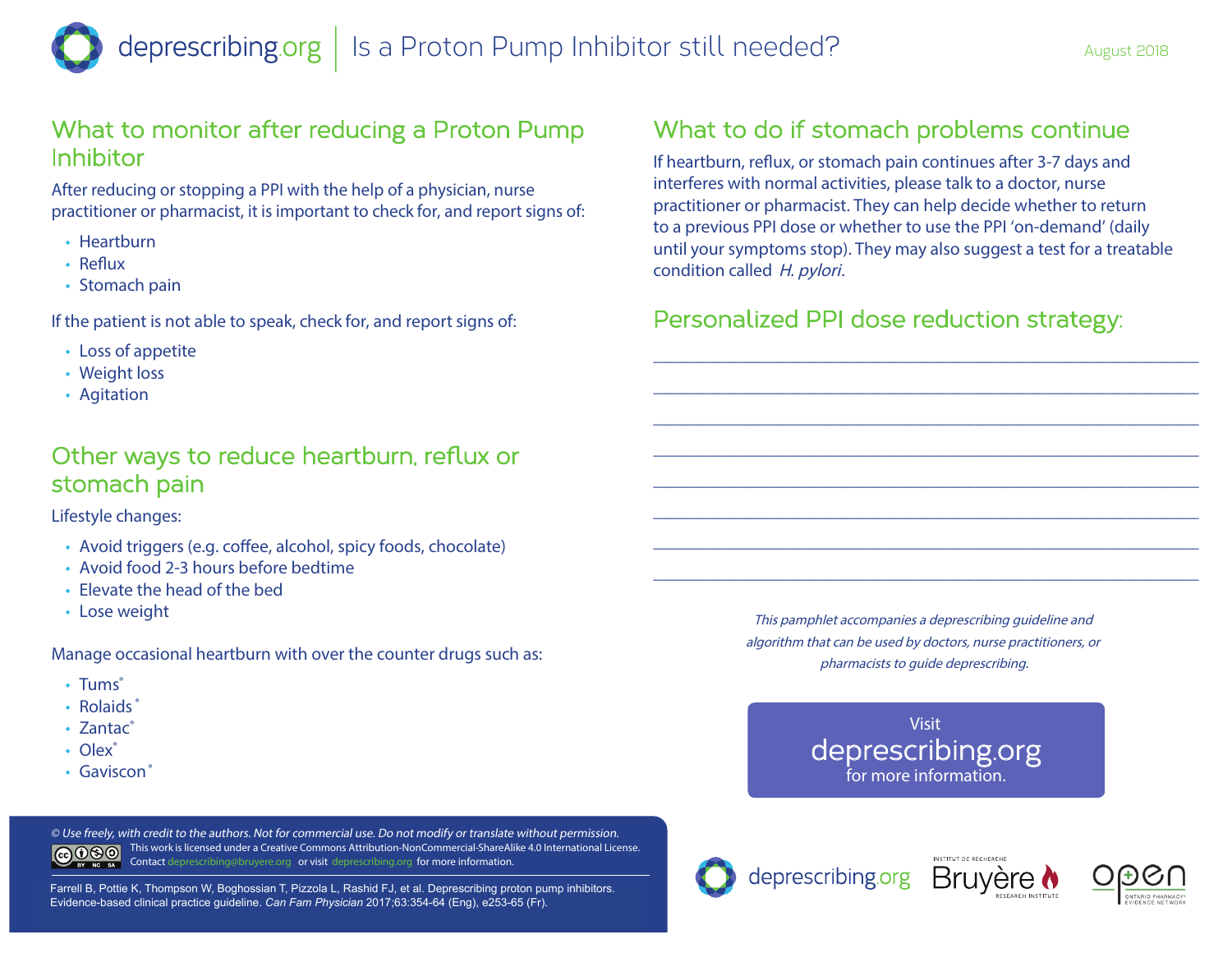# Is a Proton Pump Inhibitor still needed?

August 2018

## What to monitor after reducing a Proton Pump Inhibitor

After reducing or stopping a PPI with the help of a physician, nurse practitioner or pharmacist, it is important to check for, and report signs of:

- Heartburn
- Reflux
- Stomach pain

If the patient is not able to speak, check for, and report signs of:

- Loss of appetite
- Weight loss
- Agitation

## Other ways to reduce heartburn, reflux or stomach pain

Lifestyle changes:

- Avoid triggers (e.g. coffee, alcohol, spicy foods, chocolate)
- Avoid food 2-3 hours before bedtime
- Elevate the head of the bed
- Lose weight

Manage occasional heartburn with over the counter drugs such as:

- Tums®
- Rolaids®
- Zantac®
- Olex®
- Gaviscon®

## What to do if stomach problems continue

If heartburn, reflux, or stomach pain continues after 3-7 days and interferes with normal activities, please talk to a doctor, nurse practitioner or pharmacist. They can help decide whether to return to a previous PPI dose or whether to use the PPI 'on-demand' (daily until your symptoms stop). They may also suggest a test for a treatable condition called *H. pylori*.

## Personalized PPI dose reduction strategy:

________________________________________

________________________________________

________________________________________

________________________________________

________________________________________

________________________________________

________________________________________

________________________________________

*This pamphlet accompanies a deprescribing guideline and algorithm that can be used by doctors, nurse practitioners, or pharmacists to guide deprescribing.*

Visit
**deprescribing.org**
for more information.

*© Use freely, with credit to the authors. Not for commercial use. Do not modify or translate without permission.*

This work is licensed under a Creative Commons Attribution-NonCommercial-ShareAlike 4.0 International License. Contact deprescribing@bruyere.org or visit deprescribing.org for more information.

Farrell B, Pottie K, Thompson W, Boghossian T, Pizzola L, Rashid FJ, et al. Deprescribing proton pump inhibitors. Evidence-based clinical practice guideline. *Can Fam Physician* 2017;63:354-64 (Eng), e253-65 (Fr).

deprescribing.org | Bruyère Research Institute | open Ontario Pharmacy Evidence Network